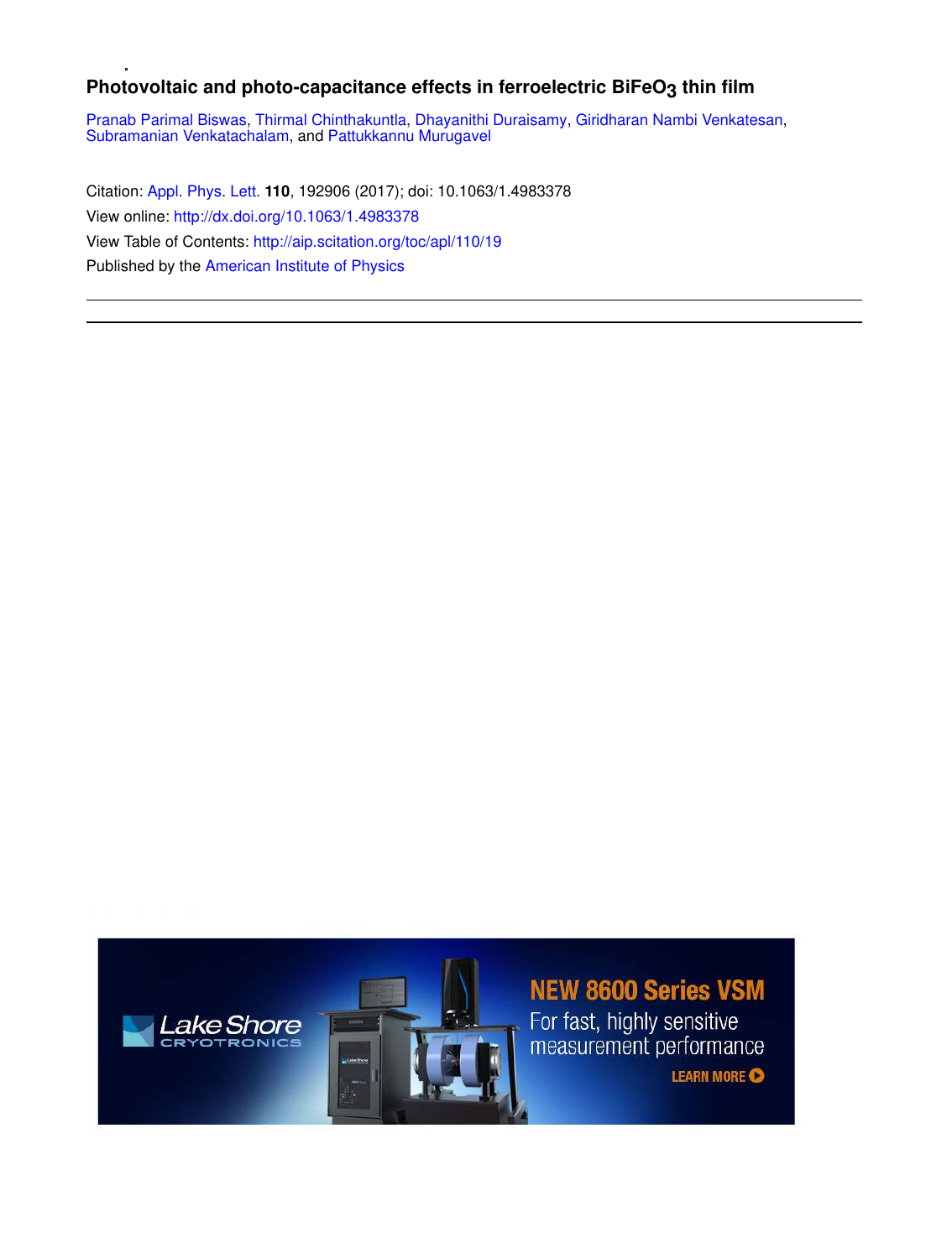# Photovoltaic and photo-capacitance effects in ferroelectric $BiFeO_3$ thin film

Pranab Parimal Biswas, Thirmal Chinthakuntla, Dhayanithi Duraisamy, Giridharan Nambi Venkatesan, Subramanian Venkatachalam, and Pattukkannu Murugavel

Citation: Appl. Phys. Lett. **110**, 192906 (2017); doi: 10.1063/1.4983378

View online: http://dx.doi.org/10.1063/1.4983378

View Table of Contents: http://aip.scitation.org/toc/apl/110/19

Published by the American Institute of Physics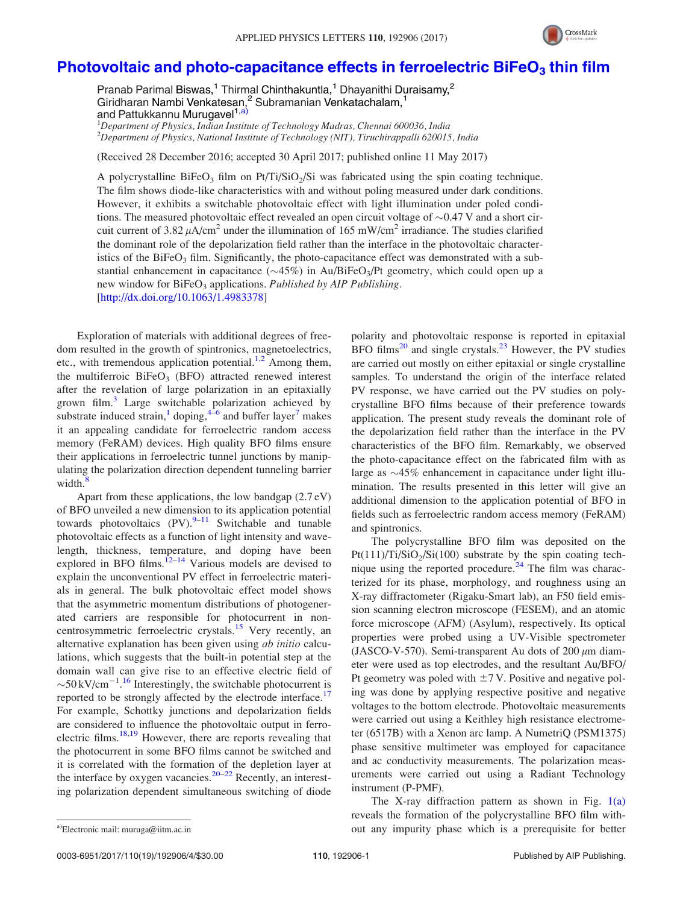# Photovoltaic and photo-capacitance effects in ferroelectric $BiFeO_3$ thin film

Pranab Parimal Biswas,[1] Thirmal Chinthakuntla,[1] Dhayanithi Duraisamy,[2] Giridharan Nambi Venkatesan,[2] Subramanian Venkatachalam,[1] and Pattukkannu Murugavel[1,a)]

[1]*Department of Physics, Indian Institute of Technology Madras, Chennai 600036, India*
[2]*Department of Physics, National Institute of Technology (NIT), Tiruchirappalli 620015, India*

(Received 28 December 2016; accepted 30 April 2017; published online 11 May 2017)

A polycrystalline $BiFeO_3$ film on $Pt/Ti/SiO_2/Si$ was fabricated using the spin coating technique. The film shows diode-like characteristics with and without poling measured under dark conditions. However, it exhibits a switchable photovoltaic effect with light illumination under poled conditions. The measured photovoltaic effect revealed an open circuit voltage of ~0.47 V and a short circuit current of 3.82 $\mu A/cm^2$ under the illumination of 165 $mW/cm^2$ irradiance. The studies clarified the dominant role of the depolarization field rather than the interface in the photovoltaic characteristics of the $BiFeO_3$ film. Significantly, the photo-capacitance effect was demonstrated with a substantial enhancement in capacitance (~45%) in $Au/BiFeO_3/Pt$ geometry, which could open up a new window for $BiFeO_3$ applications. *Published by AIP Publishing.*
[http://dx.doi.org/10.1063/1.4983378]

Exploration of materials with additional degrees of freedom resulted in the growth of spintronics, magnetoelectrics, etc., with tremendous application potential.[1,2] Among them, the multiferroic $BiFeO_3$ (BFO) attracted renewed interest after the revelation of large polarization in an epitaxially grown film.[3] Large switchable polarization achieved by substrate induced strain,[1] doping,[4–6] and buffer layer[7] makes it an appealing candidate for ferroelectric random access memory (FeRAM) devices. High quality BFO films ensure their applications in ferroelectric tunnel junctions by manipulating the polarization direction dependent tunneling barrier width.[8]

Apart from these applications, the low bandgap (2.7 eV) of BFO unveiled a new dimension to its application potential towards photovoltaics (PV).[9–11] Switchable and tunable photovoltaic effects as a function of light intensity and wavelength, thickness, temperature, and doping have been explored in BFO films.[12–14] Various models are devised to explain the unconventional PV effect in ferroelectric materials in general. The bulk photovoltaic effect model shows that the asymmetric momentum distributions of photogenerated carriers are responsible for photocurrent in non-centrosymmetric ferroelectric crystals.[15] Very recently, an alternative explanation has been given using *ab initio* calculations, which suggests that the built-in potential step at the domain wall can give rise to an effective electric field of ~50 $kV/cm^{-1}$.[16] Interestingly, the switchable photocurrent is reported to be strongly affected by the electrode interface.[17] For example, Schottky junctions and depolarization fields are considered to influence the photovoltaic output in ferroelectric films.[18,19] However, there are reports revealing that the photocurrent in some BFO films cannot be switched and it is correlated with the formation of the depletion layer at the interface by oxygen vacancies.[20–22] Recently, an interesting polarization dependent simultaneous switching of diode polarity and photovoltaic response is reported in epitaxial BFO films[20] and single crystals.[23] However, the PV studies are carried out mostly on either epitaxial or single crystalline samples. To understand the origin of the interface related PV response, we have carried out the PV studies on polycrystalline BFO films because of their preference towards application. The present study reveals the dominant role of the depolarization field rather than the interface in the PV characteristics of the BFO film. Remarkably, we observed the photo-capacitance effect on the fabricated film with as large as ~45% enhancement in capacitance under light illumination. The results presented in this letter will give an additional dimension to the application potential of BFO in fields such as ferroelectric random access memory (FeRAM) and spintronics.

The polycrystalline BFO film was deposited on the Pt(111)/Ti/$SiO_2$/Si(100) substrate by the spin coating technique using the reported procedure.[24] The film was characterized for its phase, morphology, and roughness using an X-ray diffractometer (Rigaku-Smart lab), an F50 field emission scanning electron microscope (FESEM), and an atomic force microscope (AFM) (Asylum), respectively. Its optical properties were probed using a UV-Visible spectrometer (JASCO-V-570). Semi-transparent Au dots of 200 $\mu m$ diameter were used as top electrodes, and the resultant Au/BFO/Pt geometry was poled with ±7 V. Positive and negative poling was done by applying respective positive and negative voltages to the bottom electrode. Photovoltaic measurements were carried out using a Keithley high resistance electrometer (6517B) with a Xenon arc lamp. A NumetriQ (PSM1375) phase sensitive multimeter was employed for capacitance and ac conductivity measurements. The polarization measurements were carried out using a Radiant Technology instrument (P-PMF).

The X-ray diffraction pattern as shown in Fig. 1(a) reveals the formation of the polycrystalline BFO film without any impurity phase which is a prerequisite for better

a)Electronic mail: muruga@iitm.ac.in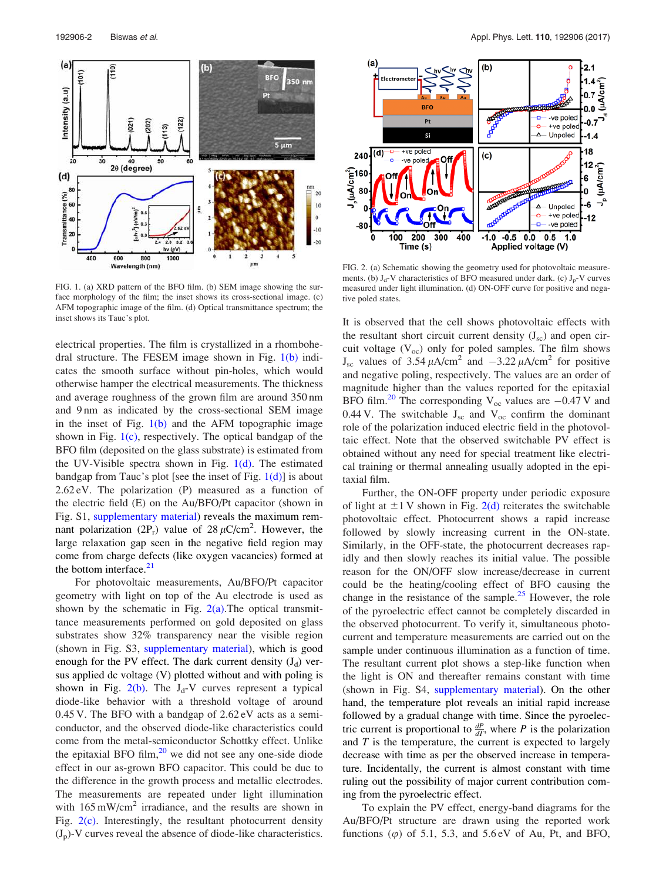FIG. 1. (a) XRD pattern of the BFO film. (b) SEM image showing the surface morphology of the film; the inset shows its cross-sectional image. (c) AFM topographic image of the film. (d) Optical transmittance spectrum; the inset shows its Tauc's plot.

FIG. 2. (a) Schematic showing the geometry used for photovoltaic measurements. (b) $J_d$-V characteristics of BFO measured under dark. (c) $J_p$-V curves measured under light illumination. (d) ON-OFF curve for positive and negative poled states.

electrical properties. The film is crystallized in a rhombohedral structure. The FESEM image shown in Fig. 1(b) indicates the smooth surface without pin-holes, which would otherwise hamper the electrical measurements. The thickness and average roughness of the grown film are around 350 nm and 9 nm as indicated by the cross-sectional SEM image in the inset of Fig. 1(b) and the AFM topographic image shown in Fig. 1(c), respectively. The optical bandgap of the BFO film (deposited on the glass substrate) is estimated from the UV-Visible spectra shown in Fig. 1(d). The estimated bandgap from Tauc's plot [see the inset of Fig. 1(d)] is about 2.62 eV. The polarization (P) measured as a function of the electric field (E) on the Au/BFO/Pt capacitor (shown in Fig. S1, supplementary material) reveals the maximum remnant polarization ($2P_r$) value of 28 $\mu$C/cm$^2$. However, the large relaxation gap seen in the negative field region may come from charge defects (like oxygen vacancies) formed at the bottom interface.[21]

For photovoltaic measurements, Au/BFO/Pt capacitor geometry with light on top of the Au electrode is used as shown by the schematic in Fig. 2(a).The optical transmittance measurements performed on gold deposited on glass substrates show 32% transparency near the visible region (shown in Fig. S3, supplementary material), which is good enough for the PV effect. The dark current density ($J_d$) versus applied dc voltage (V) plotted without and with poling is shown in Fig. 2(b). The $J_d$-V curves represent a typical diode-like behavior with a threshold voltage of around 0.45 V. The BFO with a bandgap of 2.62 eV acts as a semiconductor, and the observed diode-like characteristics could come from the metal-semiconductor Schottky effect. Unlike the epitaxial BFO film,[20] we did not see any one-side diode effect in our as-grown BFO capacitor. This could be due to the difference in the growth process and metallic electrodes. The measurements are repeated under light illumination with 165 mW/cm$^2$ irradiance, and the results are shown in Fig. 2(c). Interestingly, the resultant photocurrent density ($J_p$)-V curves reveal the absence of diode-like characteristics. It is observed that the cell shows photovoltaic effects with the resultant short circuit current density ($J_{sc}$) and open circuit voltage ($V_{oc}$) only for poled samples. The film shows $J_{sc}$ values of 3.54 $\mu$A/cm$^2$ and $-3.22$ $\mu$A/cm$^2$ for positive and negative poling, respectively. The values are an order of magnitude higher than the values reported for the epitaxial BFO film.[20] The corresponding $V_{oc}$ values are $-0.47$ V and 0.44 V. The switchable $J_{sc}$ and $V_{oc}$ confirm the dominant role of the polarization induced electric field in the photovoltaic effect. Note that the observed switchable PV effect is obtained without any need for special treatment like electrical training or thermal annealing usually adopted in the epitaxial film.

Further, the ON-OFF property under periodic exposure of light at $\pm 1$ V shown in Fig. 2(d) reiterates the switchable photovoltaic effect. Photocurrent shows a rapid increase followed by slowly increasing current in the ON-state. Similarly, in the OFF-state, the photocurrent decreases rapidly and then slowly reaches its initial value. The possible reason for the ON/OFF slow increase/decrease in current could be the heating/cooling effect of BFO causing the change in the resistance of the sample.[25] However, the role of the pyroelectric effect cannot be completely discarded in the observed photocurrent. To verify it, simultaneous photocurrent and temperature measurements are carried out on the sample under continuous illumination as a function of time. The resultant current plot shows a step-like function when the light is ON and thereafter remains constant with time (shown in Fig. S4, supplementary material). On the other hand, the temperature plot reveals an initial rapid increase followed by a gradual change with time. Since the pyroelectric current is proportional to $\frac{dP}{dT}$, where $P$ is the polarization and $T$ is the temperature, the current is expected to largely decrease with time as per the observed increase in temperature. Incidentally, the current is almost constant with time ruling out the possibility of major current contribution coming from the pyroelectric effect.

To explain the PV effect, energy-band diagrams for the Au/BFO/Pt structure are drawn using the reported work functions ($\varphi$) of 5.1, 5.3, and 5.6 eV of Au, Pt, and BFO,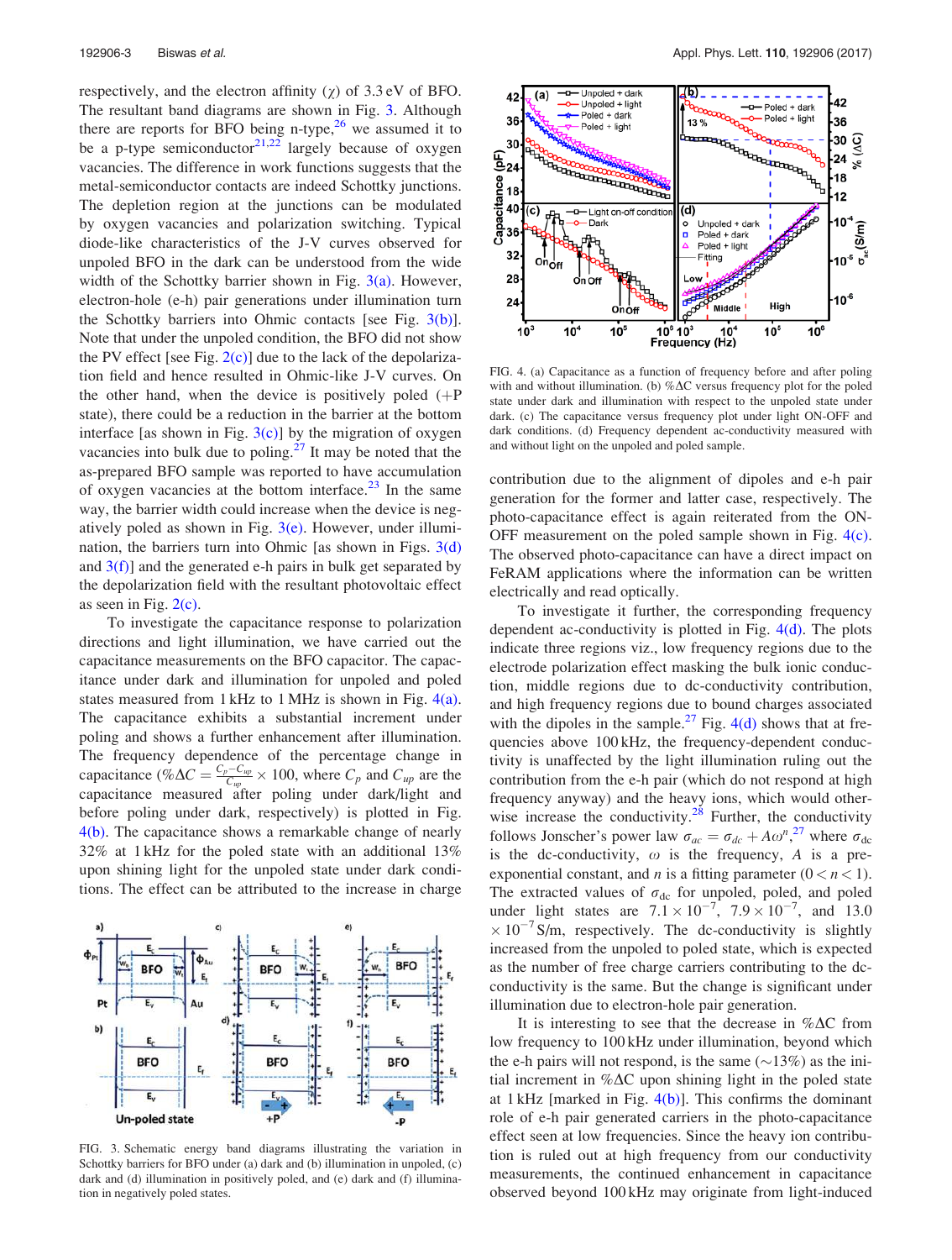respectively, and the electron affinity ($\chi$) of 3.3 eV of BFO. The resultant band diagrams are shown in Fig. 3. Although there are reports for BFO being n-type,[26] we assumed it to be a p-type semiconductor[21,22] largely because of oxygen vacancies. The difference in work functions suggests that the metal-semiconductor contacts are indeed Schottky junctions. The depletion region at the junctions can be modulated by oxygen vacancies and polarization switching. Typical diode-like characteristics of the J-V curves observed for unpoled BFO in the dark can be understood from the wide width of the Schottky barrier shown in Fig. 3(a). However, electron-hole (e-h) pair generations under illumination turn the Schottky barriers into Ohmic contacts [see Fig. 3(b)]. Note that under the unpoled condition, the BFO did not show the PV effect [see Fig. 2(c)] due to the lack of the depolarization field and hence resulted in Ohmic-like J-V curves. On the other hand, when the device is positively poled (+P state), there could be a reduction in the barrier at the bottom interface [as shown in Fig. 3(c)] by the migration of oxygen vacancies into bulk due to poling.[27] It may be noted that the as-prepared BFO sample was reported to have accumulation of oxygen vacancies at the bottom interface.[23] In the same way, the barrier width could increase when the device is negatively poled as shown in Fig. 3(e). However, under illumination, the barriers turn into Ohmic [as shown in Figs. 3(d) and 3(f)] and the generated e-h pairs in bulk get separated by the depolarization field with the resultant photovoltaic effect as seen in Fig. 2(c).

To investigate the capacitance response to polarization directions and light illumination, we have carried out the capacitance measurements on the BFO capacitor. The capacitance under dark and illumination for unpoled and poled states measured from 1 kHz to 1 MHz is shown in Fig. 4(a). The capacitance exhibits a substantial increment under poling and shows a further enhancement after illumination. The frequency dependence of the percentage change in capacitance ($\%\Delta C = \frac{C_p - C_{up}}{C_{up}} \times 100$, where $C_p$ and $C_{up}$ are the capacitance measured after poling under dark/light and before poling under dark, respectively) is plotted in Fig. 4(b). The capacitance shows a remarkable change of nearly 32% at 1 kHz for the poled state with an additional 13% upon shining light for the unpoled state under dark conditions. The effect can be attributed to the increase in charge

FIG. 3. Schematic energy band diagrams illustrating the variation in Schottky barriers for BFO under (a) dark and (b) illumination in unpoled, (c) dark and (d) illumination in positively poled, and (e) dark and (f) illumination in negatively poled states.

FIG. 4. (a) Capacitance as a function of frequency before and after poling with and without illumination. (b) %$\Delta$C versus frequency plot for the poled state under dark and illumination with respect to the unpoled state under dark. (c) The capacitance versus frequency plot under light ON-OFF and dark conditions. (d) Frequency dependent ac-conductivity measured with and without light on the unpoled and poled sample.

contribution due to the alignment of dipoles and e-h pair generation for the former and latter case, respectively. The photo-capacitance effect is again reiterated from the ON-OFF measurement on the poled sample shown in Fig. 4(c). The observed photo-capacitance can have a direct impact on FeRAM applications where the information can be written electrically and read optically.

To investigate it further, the corresponding frequency dependent ac-conductivity is plotted in Fig. 4(d). The plots indicate three regions viz., low frequency regions due to the electrode polarization effect masking the bulk ionic conduction, middle regions due to dc-conductivity contribution, and high frequency regions due to bound charges associated with the dipoles in the sample.[27] Fig. 4(d) shows that at frequencies above 100 kHz, the frequency-dependent conductivity is unaffected by the light illumination ruling out the contribution from the e-h pair (which do not respond at high frequency anyway) and the heavy ions, which would otherwise increase the conductivity.[28] Further, the conductivity follows Jonscher's power law $\sigma_{ac} = \sigma_{dc} + A\omega^n$,[27] where $\sigma_{dc}$ is the dc-conductivity, $\omega$ is the frequency, $A$ is a pre-exponential constant, and $n$ is a fitting parameter ($0 < n < 1$). The extracted values of $\sigma_{dc}$ for unpoled, poled, and poled under light states are $7.1 \times 10^{-7}$, $7.9 \times 10^{-7}$, and $13.0 \times 10^{-7}$ S/m, respectively. The dc-conductivity is slightly increased from the unpoled to poled state, which is expected as the number of free charge carriers contributing to the dc-conductivity is the same. But the change is significant under illumination due to electron-hole pair generation.

It is interesting to see that the decrease in %$\Delta$C from low frequency to 100 kHz under illumination, beyond which the e-h pairs will not respond, is the same (~13%) as the initial increment in %$\Delta$C upon shining light in the poled state at 1 kHz [marked in Fig. 4(b)]. This confirms the dominant role of e-h pair generated carriers in the photo-capacitance effect seen at low frequencies. Since the heavy ion contribution is ruled out at high frequency from our conductivity measurements, the continued enhancement in capacitance observed beyond 100 kHz may originate from light-induced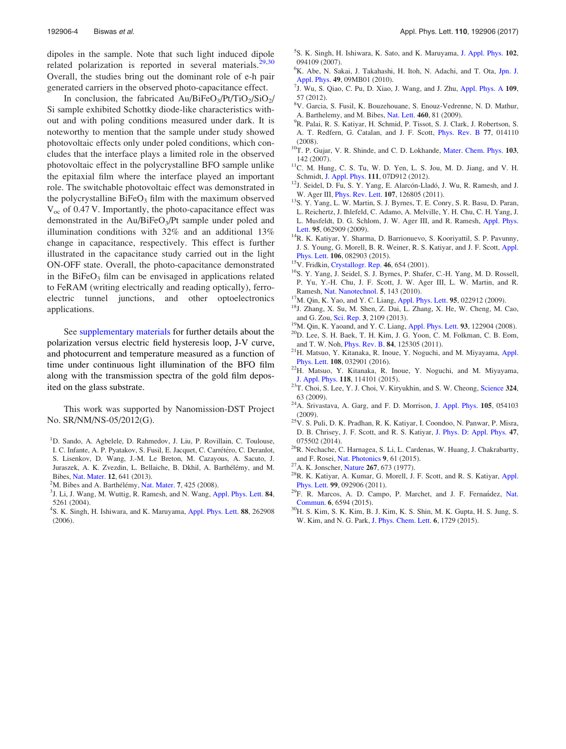dipoles in the sample. Note that such light induced dipole related polarization is reported in several materials.[29,30] Overall, the studies bring out the dominant role of e-h pair generated carriers in the observed photo-capacitance effect.

In conclusion, the fabricated Au/$BiFeO_3$/Pt/$TiO_2$/$SiO_2$/Si sample exhibited Schottky diode-like characteristics without and with poling conditions measured under dark. It is noteworthy to mention that the sample under study showed photovoltaic effects only under poled conditions, which concludes that the interface plays a limited role in the observed photovoltaic effect in the polycrystalline BFO sample unlike the epitaxial film where the interface played an important role. The switchable photovoltaic effect was demonstrated in the polycrystalline $BiFeO_3$ film with the maximum observed $V_{oc}$ of 0.47 V. Importantly, the photo-capacitance effect was demonstrated in the Au/$BiFeO_3$/Pt sample under poled and illumination conditions with 32% and an additional 13% change in capacitance, respectively. This effect is further illustrated in the capacitance study carried out in the light ON-OFF state. Overall, the photo-capacitance demonstrated in the $BiFeO_3$ film can be envisaged in applications related to FeRAM (writing electrically and reading optically), ferroelectric tunnel junctions, and other optoelectronics applications.

See supplementary materials for further details about the polarization versus electric field hysteresis loop, J-V curve, and photocurrent and temperature measured as a function of time under continuous light illumination of the BFO film along with the transmission spectra of the gold film deposited on the glass substrate.

This work was supported by Nanomission-DST Project No. SR/NM/NS-05/2012(G).

[1] D. Sando, A. Agbelele, D. Rahmedov, J. Liu, P. Rovillain, C. Toulouse, I. C. Infante, A. P. Pyatakov, S. Fusil, E. Jacquet, C. Carrétéro, C. Deranlot, S. Lisenkov, D. Wang, J.-M. Le Breton, M. Cazayous, A. Sacuto, J. Juraszek, A. K. Zvezdin, L. Bellaiche, B. Dkhil, A. Barthélémy, and M. Bibes, Nat. Mater. 12, 641 (2013).

[2] M. Bibes and A. Barthélémy, Nat. Mater. 7, 425 (2008).

[3] J. Li, J. Wang, M. Wuttig, R. Ramesh, and N. Wang, Appl. Phys. Lett. 84, 5261 (2004).

[4] S. K. Singh, H. Ishiwara, and K. Maruyama, Appl. Phys. Lett. 88, 262908 (2006).

[5] S. K. Singh, H. Ishiwara, K. Sato, and K. Maruyama, J. Appl. Phys. 102, 094109 (2007).

[6] K. Abe, N. Sakai, J. Takahashi, H. Itoh, N. Adachi, and T. Ota, Jpn. J. Appl. Phys. 49, 09MB01 (2010).

[7] J. Wu, S. Qiao, C. Pu, D. Xiao, J. Wang, and J. Zhu, Appl. Phys. A 109, 57 (2012).

[8] V. Garcia, S. Fusil, K. Bouzehouane, S. Enouz-Vedrenne, N. D. Mathur, A. Barthelemy, and M. Bibes, Nat. Lett. 460, 81 (2009).

[9] R. Palai, R. S. Katiyar, H. Schmid, P. Tissot, S. J. Clark, J. Robertson, S. A. T. Redfern, G. Catalan, and J. F. Scott, Phys. Rev. B 77, 014110 (2008).

[10] T. P. Gujar, V. R. Shinde, and C. D. Lokhande, Mater. Chem. Phys. 103, 142 (2007).

[11] C. M. Hung, C. S. Tu, W. D. Yen, L. S. Jou, M. D. Jiang, and V. H. Schmidt, J. Appl. Phys. 111, 07D912 (2012).

[12] J. Seidel, D. Fu, S. Y. Yang, E. Alarcón-Lladó, J. Wu, R. Ramesh, and J. W. Ager III, Phys. Rev. Lett. 107, 126805 (2011).

[13] S. Y. Yang, L. W. Martin, S. J. Byrnes, T. E. Conry, S. R. Basu, D. Paran, L. Reichertz, J. Ihlefeld, C. Adamo, A. Melville, Y. H. Chu, C. H. Yang, J. L. Musfeldt, D. G. Schlom, J. W. Ager III, and R. Ramesh, Appl. Phys. Lett. 95, 062909 (2009).

[14] R. K. Katiyar, Y. Sharma, D. Barrionuevo, S. Kooriyattil, S. P. Pavunny, J. S. Young, G. Morell, B. R. Weiner, R. S. Katiyar, and J. F. Scott, Appl. Phys. Lett. 106, 082903 (2015).

[15] V. Fridkin, Crystallogr. Rep. 46, 654 (2001).

[16] S. Y. Yang, J. Seidel, S. J. Byrnes, P. Shafer, C.-H. Yang, M. D. Rossell, P. Yu, Y.-H. Chu, J. F. Scott, J. W. Ager III, L. W. Martin, and R. Ramesh, Nat. Nanotechnol. 5, 143 (2010).

[17] M. Qin, K. Yao, and Y. C. Liang, Appl. Phys. Lett. 95, 022912 (2009).

[18] J. Zhang, X. Su, M. Shen, Z. Dai, L. Zhang, X. He, W. Cheng, M. Cao, and G. Zou, Sci. Rep. 3, 2109 (2013).

[19] M. Qin, K. Yaoand, and Y. C. Liang, Appl. Phys. Lett. 93, 122904 (2008).

[20] D. Lee, S. H. Baek, T. H. Kim, J. G. Yoon, C. M. Folkman, C. B. Eom, and T. W. Noh, Phys. Rev. B. 84, 125305 (2011).

[21] H. Matsuo, Y. Kitanaka, R. Inoue, Y. Noguchi, and M. Miyayama, Appl. Phys. Lett. 108, 032901 (2016).

[22] H. Matsuo, Y. Kitanaka, R. Inoue, Y. Noguchi, and M. Miyayama, J. Appl. Phys. 118, 114101 (2015).

[23] T. Choi, S. Lee, Y. J. Choi, V. Kiryukhin, and S. W. Cheong, Science 324, 63 (2009).

[24] A. Srivastava, A. Garg, and F. D. Morrison, J. Appl. Phys. 105, 054103 (2009).

[25] V. S. Puli, D. K. Pradhan, R. K. Katiyar, I. Coondoo, N. Panwar, P. Misra, D. B. Chrisey, J. F. Scott, and R. S. Katiyar, J. Phys. D: Appl. Phys. 47, 075502 (2014).

[26] R. Nechache, C. Harnagea, S. Li, L. Cardenas, W. Huang, J. Chakrabartty, and F. Rosei, Nat. Photonics 9, 61 (2015).

[27] A. K. Jonscher, Nature 267, 673 (1977).

[28] R. K. Katiyar, A. Kumar, G. Morell, J. F. Scott, and R. S. Katiyar, Appl. Phys. Lett. 99, 092906 (2011).

[29] F. R. Marcos, A. D. Campo, P. Marchet, and J. F. Fernańdez, Nat. Commun. 6, 6594 (2015).

[30] H. S. Kim, S. K. Kim, B. J. Kim, K. S. Shin, M. K. Gupta, H. S. Jung, S. W. Kim, and N. G. Park, J. Phys. Chem. Lett. 6, 1729 (2015).